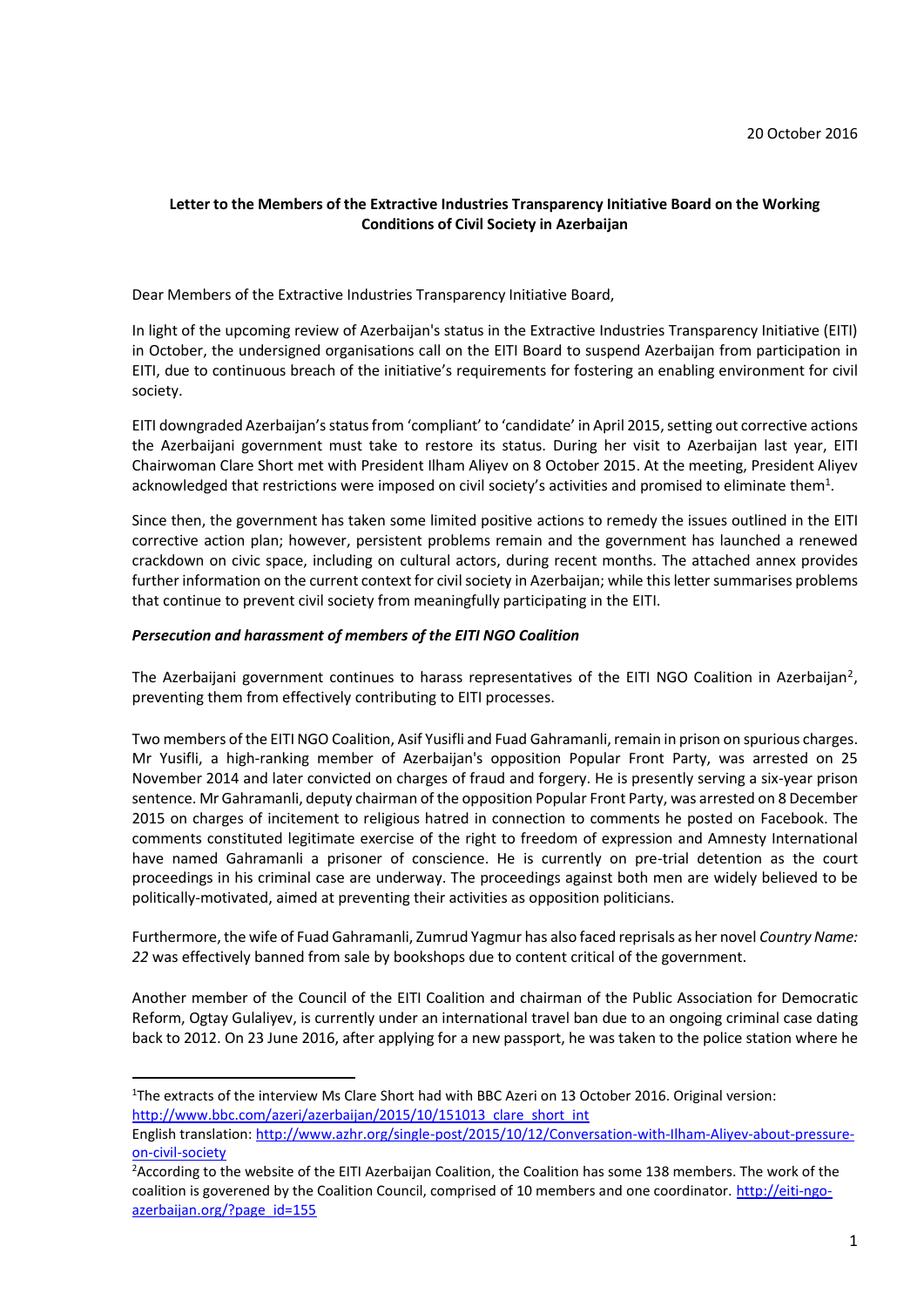20 October 2016

**Letter to the Members of the Extractive Industries Transparency Initiative Board on the Working Conditions of Civil Society in Azerbaijan**

Dear Members of the Extractive Industries Transparency Initiative Board,

In light of the upcoming review of Azerbaijan's status in the Extractive Industries Transparency Initiative (EITI) in October, the undersigned organisations call on the EITI Board to suspend Azerbaijan from participation in EITI, due to continuous breach of the initiative's requirements for fostering an enabling environment for civil society.

EITI downgraded Azerbaijan's status from 'compliant' to 'candidate' in April 2015, setting out corrective actions the Azerbaijani government must take to restore its status. During her visit to Azerbaijan last year, EITI Chairwoman Clare Short met with President Ilham Aliyev on 8 October 2015. At the meeting, President Aliyev acknowledged that restrictions were imposed on civil society's activities and promised to eliminate them[1].

Since then, the government has taken some limited positive actions to remedy the issues outlined in the EITI corrective action plan; however, persistent problems remain and the government has launched a renewed crackdown on civic space, including on cultural actors, during recent months. The attached annex provides further information on the current context for civil society in Azerbaijan; while this letter summarises problems that continue to prevent civil society from meaningfully participating in the EITI.

***Persecution and harassment of members of the EITI NGO Coalition***

The Azerbaijani government continues to harass representatives of the EITI NGO Coalition in Azerbaijan[2], preventing them from effectively contributing to EITI processes.

Two members of the EITI NGO Coalition, Asif Yusifli and Fuad Gahramanli, remain in prison on spurious charges. Mr Yusifli, a high-ranking member of Azerbaijan's opposition Popular Front Party, was arrested on 25 November 2014 and later convicted on charges of fraud and forgery. He is presently serving a six-year prison sentence. Mr Gahramanli, deputy chairman of the opposition Popular Front Party, was arrested on 8 December 2015 on charges of incitement to religious hatred in connection to comments he posted on Facebook. The comments constituted legitimate exercise of the right to freedom of expression and Amnesty International have named Gahramanli a prisoner of conscience. He is currently on pre-trial detention as the court proceedings in his criminal case are underway. The proceedings against both men are widely believed to be politically-motivated, aimed at preventing their activities as opposition politicians.

Furthermore, the wife of Fuad Gahramanli, Zumrud Yagmur has also faced reprisals as her novel *Country Name: 22* was effectively banned from sale by bookshops due to content critical of the government.

Another member of the Council of the EITI Coalition and chairman of the Public Association for Democratic Reform, Ogtay Gulaliyev, is currently under an international travel ban due to an ongoing criminal case dating back to 2012. On 23 June 2016, after applying for a new passport, he was taken to the police station where he

---

[1]The extracts of the interview Ms Clare Short had with BBC Azeri on 13 October 2016. Original version: http://www.bbc.com/azeri/azerbaijan/2015/10/151013_clare_short_int
English translation: http://www.azhr.org/single-post/2015/10/12/Conversation-with-Ilham-Aliyev-about-pressure-on-civil-society

[2]According to the website of the EITI Azerbaijan Coalition, the Coalition has some 138 members. The work of the coalition is goverened by the Coalition Council, comprised of 10 members and one coordinator. http://eiti-ngo-azerbaijan.org/?page_id=155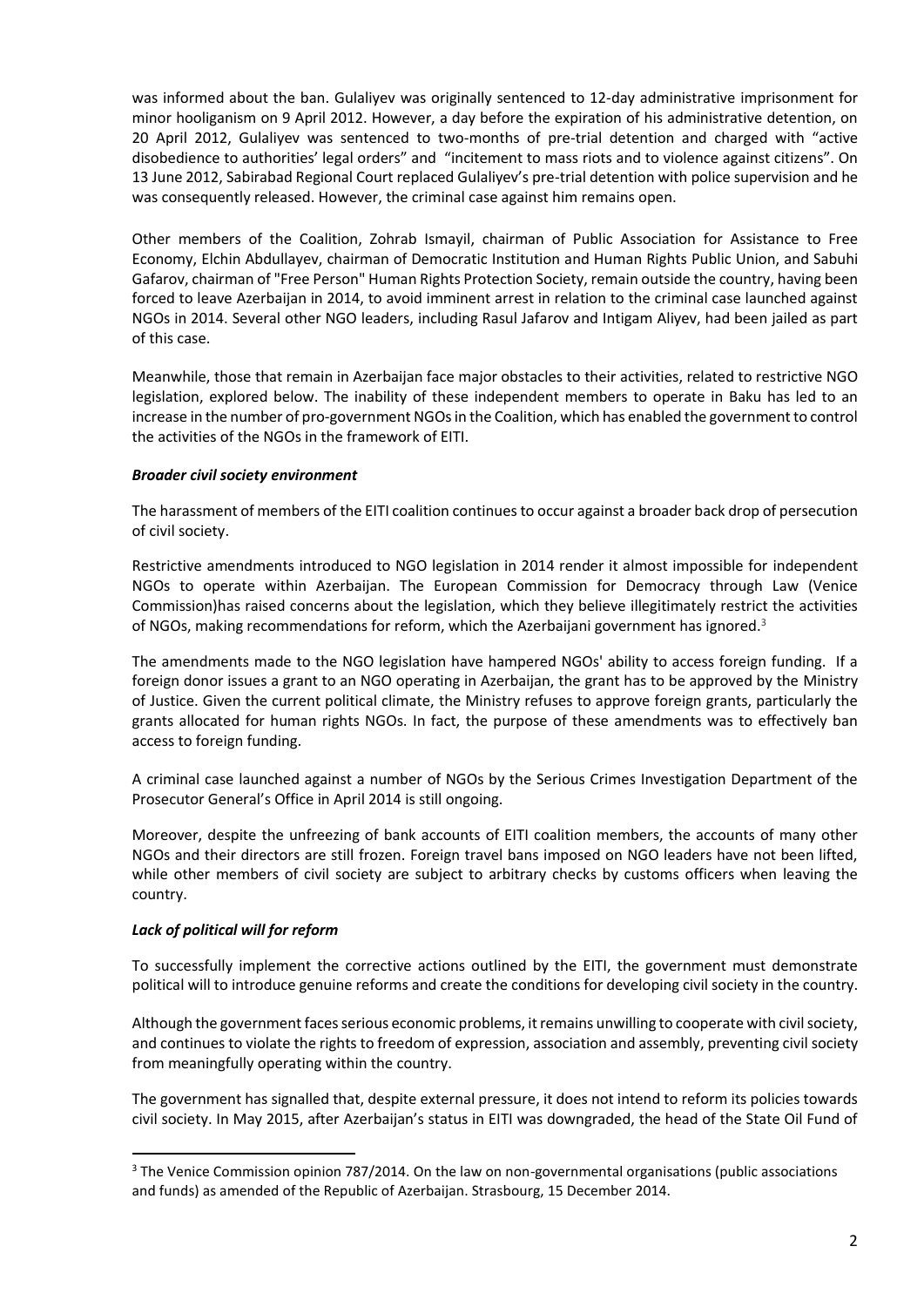was informed about the ban. Gulaliyev was originally sentenced to 12-day administrative imprisonment for minor hooliganism on 9 April 2012. However, a day before the expiration of his administrative detention, on 20 April 2012, Gulaliyev was sentenced to two-months of pre-trial detention and charged with "active disobedience to authorities' legal orders" and "incitement to mass riots and to violence against citizens". On 13 June 2012, Sabirabad Regional Court replaced Gulaliyev's pre-trial detention with police supervision and he was consequently released. However, the criminal case against him remains open.

Other members of the Coalition, Zohrab Ismayil, chairman of Public Association for Assistance to Free Economy, Elchin Abdullayev, chairman of Democratic Institution and Human Rights Public Union, and Sabuhi Gafarov, chairman of "Free Person" Human Rights Protection Society, remain outside the country, having been forced to leave Azerbaijan in 2014, to avoid imminent arrest in relation to the criminal case launched against NGOs in 2014. Several other NGO leaders, including Rasul Jafarov and Intigam Aliyev, had been jailed as part of this case.

Meanwhile, those that remain in Azerbaijan face major obstacles to their activities, related to restrictive NGO legislation, explored below. The inability of these independent members to operate in Baku has led to an increase in the number of pro-government NGOs in the Coalition, which has enabled the government to control the activities of the NGOs in the framework of EITI.

***Broader civil society environment***

The harassment of members of the EITI coalition continues to occur against a broader back drop of persecution of civil society.

Restrictive amendments introduced to NGO legislation in 2014 render it almost impossible for independent NGOs to operate within Azerbaijan. The European Commission for Democracy through Law (Venice Commission)has raised concerns about the legislation, which they believe illegitimately restrict the activities of NGOs, making recommendations for reform, which the Azerbaijani government has ignored.[3]

The amendments made to the NGO legislation have hampered NGOs' ability to access foreign funding. If a foreign donor issues a grant to an NGO operating in Azerbaijan, the grant has to be approved by the Ministry of Justice. Given the current political climate, the Ministry refuses to approve foreign grants, particularly the grants allocated for human rights NGOs. In fact, the purpose of these amendments was to effectively ban access to foreign funding.

A criminal case launched against a number of NGOs by the Serious Crimes Investigation Department of the Prosecutor General's Office in April 2014 is still ongoing.

Moreover, despite the unfreezing of bank accounts of EITI coalition members, the accounts of many other NGOs and their directors are still frozen. Foreign travel bans imposed on NGO leaders have not been lifted, while other members of civil society are subject to arbitrary checks by customs officers when leaving the country.

***Lack of political will for reform***

To successfully implement the corrective actions outlined by the EITI, the government must demonstrate political will to introduce genuine reforms and create the conditions for developing civil society in the country.

Although the government faces serious economic problems, it remains unwilling to cooperate with civil society, and continues to violate the rights to freedom of expression, association and assembly, preventing civil society from meaningfully operating within the country.

The government has signalled that, despite external pressure, it does not intend to reform its policies towards civil society. In May 2015, after Azerbaijan's status in EITI was downgraded, the head of the State Oil Fund of

[3] The Venice Commission opinion 787/2014. On the law on non-governmental organisations (public associations and funds) as amended of the Republic of Azerbaijan. Strasbourg, 15 December 2014.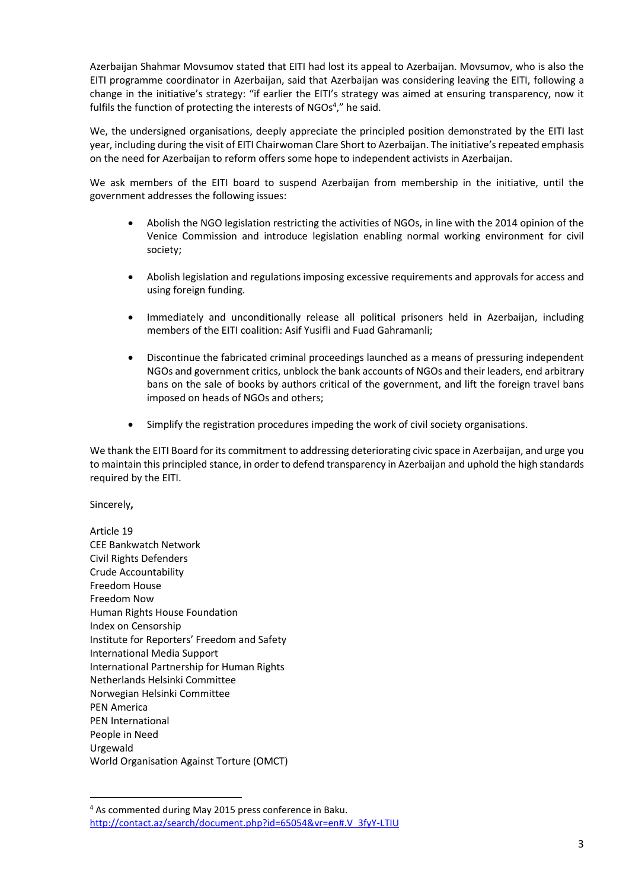Azerbaijan Shahmar Movsumov stated that EITI had lost its appeal to Azerbaijan. Movsumov, who is also the EITI programme coordinator in Azerbaijan, said that Azerbaijan was considering leaving the EITI, following a change in the initiative's strategy: "if earlier the EITI's strategy was aimed at ensuring transparency, now it fulfils the function of protecting the interests of NGOs[4]," he said.

We, the undersigned organisations, deeply appreciate the principled position demonstrated by the EITI last year, including during the visit of EITI Chairwoman Clare Short to Azerbaijan. The initiative's repeated emphasis on the need for Azerbaijan to reform offers some hope to independent activists in Azerbaijan.

We ask members of the EITI board to suspend Azerbaijan from membership in the initiative, until the government addresses the following issues:

- Abolish the NGO legislation restricting the activities of NGOs, in line with the 2014 opinion of the Venice Commission and introduce legislation enabling normal working environment for civil society;

- Abolish legislation and regulations imposing excessive requirements and approvals for access and using foreign funding.

- Immediately and unconditionally release all political prisoners held in Azerbaijan, including members of the EITI coalition: Asif Yusifli and Fuad Gahramanli;

- Discontinue the fabricated criminal proceedings launched as a means of pressuring independent NGOs and government critics, unblock the bank accounts of NGOs and their leaders, end arbitrary bans on the sale of books by authors critical of the government, and lift the foreign travel bans imposed on heads of NGOs and others;

- Simplify the registration procedures impeding the work of civil society organisations.

We thank the EITI Board for its commitment to addressing deteriorating civic space in Azerbaijan, and urge you to maintain this principled stance, in order to defend transparency in Azerbaijan and uphold the high standards required by the EITI.

Sincerely**,**

Article 19
CEE Bankwatch Network
Civil Rights Defenders
Crude Accountability
Freedom House
Freedom Now
Human Rights House Foundation
Index on Censorship
Institute for Reporters' Freedom and Safety
International Media Support
International Partnership for Human Rights
Netherlands Helsinki Committee
Norwegian Helsinki Committee
PEN America
PEN International
People in Need
Urgewald
World Organisation Against Torture (OMCT)

---

[4] As commented during May 2015 press conference in Baku.
http://contact.az/search/document.php?id=65054&vr=en#.V_3fyY-LTIU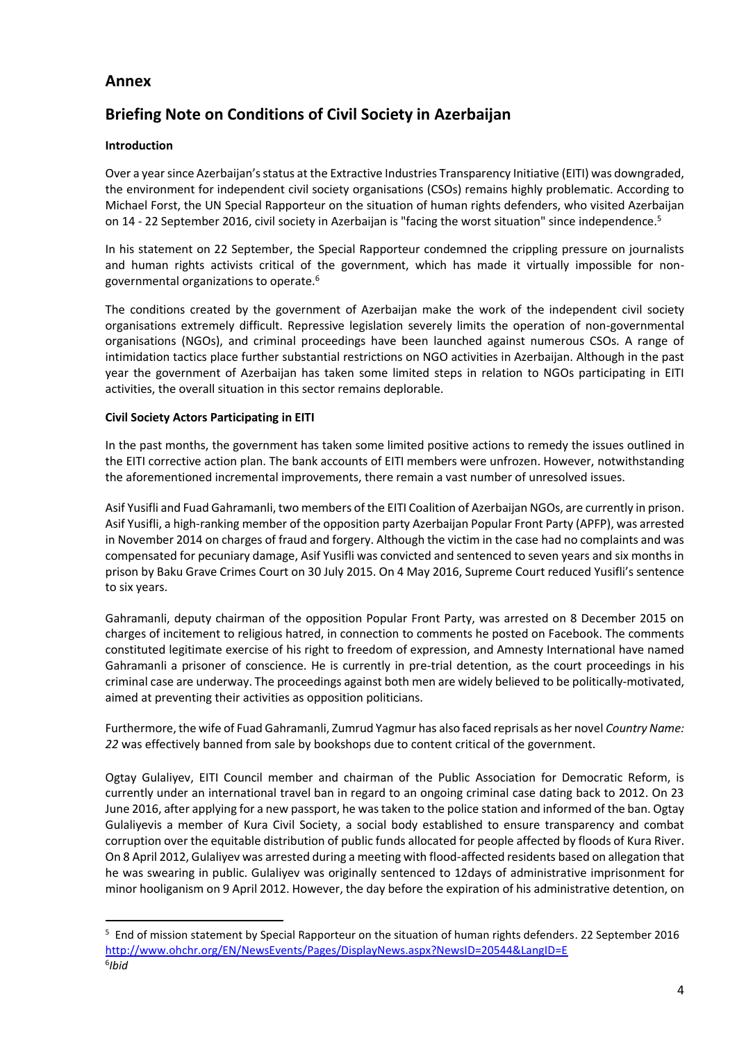# Annex

## Briefing Note on Conditions of Civil Society in Azerbaijan

**Introduction**

Over a year since Azerbaijan's status at the Extractive Industries Transparency Initiative (EITI) was downgraded, the environment for independent civil society organisations (CSOs) remains highly problematic. According to Michael Forst, the UN Special Rapporteur on the situation of human rights defenders, who visited Azerbaijan on 14 - 22 September 2016, civil society in Azerbaijan is "facing the worst situation" since independence.[5]

In his statement on 22 September, the Special Rapporteur condemned the crippling pressure on journalists and human rights activists critical of the government, which has made it virtually impossible for non-governmental organizations to operate.[6]

The conditions created by the government of Azerbaijan make the work of the independent civil society organisations extremely difficult. Repressive legislation severely limits the operation of non-governmental organisations (NGOs), and criminal proceedings have been launched against numerous CSOs. A range of intimidation tactics place further substantial restrictions on NGO activities in Azerbaijan. Although in the past year the government of Azerbaijan has taken some limited steps in relation to NGOs participating in EITI activities, the overall situation in this sector remains deplorable.

**Civil Society Actors Participating in EITI**

In the past months, the government has taken some limited positive actions to remedy the issues outlined in the EITI corrective action plan. The bank accounts of EITI members were unfrozen. However, notwithstanding the aforementioned incremental improvements, there remain a vast number of unresolved issues.

Asif Yusifli and Fuad Gahramanli, two members of the EITI Coalition of Azerbaijan NGOs, are currently in prison. Asif Yusifli, a high-ranking member of the opposition party Azerbaijan Popular Front Party (APFP), was arrested in November 2014 on charges of fraud and forgery. Although the victim in the case had no complaints and was compensated for pecuniary damage, Asif Yusifli was convicted and sentenced to seven years and six months in prison by Baku Grave Crimes Court on 30 July 2015. On 4 May 2016, Supreme Court reduced Yusifli's sentence to six years.

Gahramanli, deputy chairman of the opposition Popular Front Party, was arrested on 8 December 2015 on charges of incitement to religious hatred, in connection to comments he posted on Facebook. The comments constituted legitimate exercise of his right to freedom of expression, and Amnesty International have named Gahramanli a prisoner of conscience. He is currently in pre-trial detention, as the court proceedings in his criminal case are underway. The proceedings against both men are widely believed to be politically-motivated, aimed at preventing their activities as opposition politicians.

Furthermore, the wife of Fuad Gahramanli, Zumrud Yagmur has also faced reprisals as her novel *Country Name: 22* was effectively banned from sale by bookshops due to content critical of the government.

Ogtay Gulaliyev, EITI Council member and chairman of the Public Association for Democratic Reform, is currently under an international travel ban in regard to an ongoing criminal case dating back to 2012. On 23 June 2016, after applying for a new passport, he was taken to the police station and informed of the ban. Ogtay Gulaliyevis a member of Kura Civil Society, a social body established to ensure transparency and combat corruption over the equitable distribution of public funds allocated for people affected by floods of Kura River. On 8 April 2012, Gulaliyev was arrested during a meeting with flood-affected residents based on allegation that he was swearing in public. Gulaliyev was originally sentenced to 12days of administrative imprisonment for minor hooliganism on 9 April 2012. However, the day before the expiration of his administrative detention, on

---

[5] End of mission statement by Special Rapporteur on the situation of human rights defenders. 22 September 2016 http://www.ohchr.org/EN/NewsEvents/Pages/DisplayNews.aspx?NewsID=20544&LangID=E

[6] *Ibid*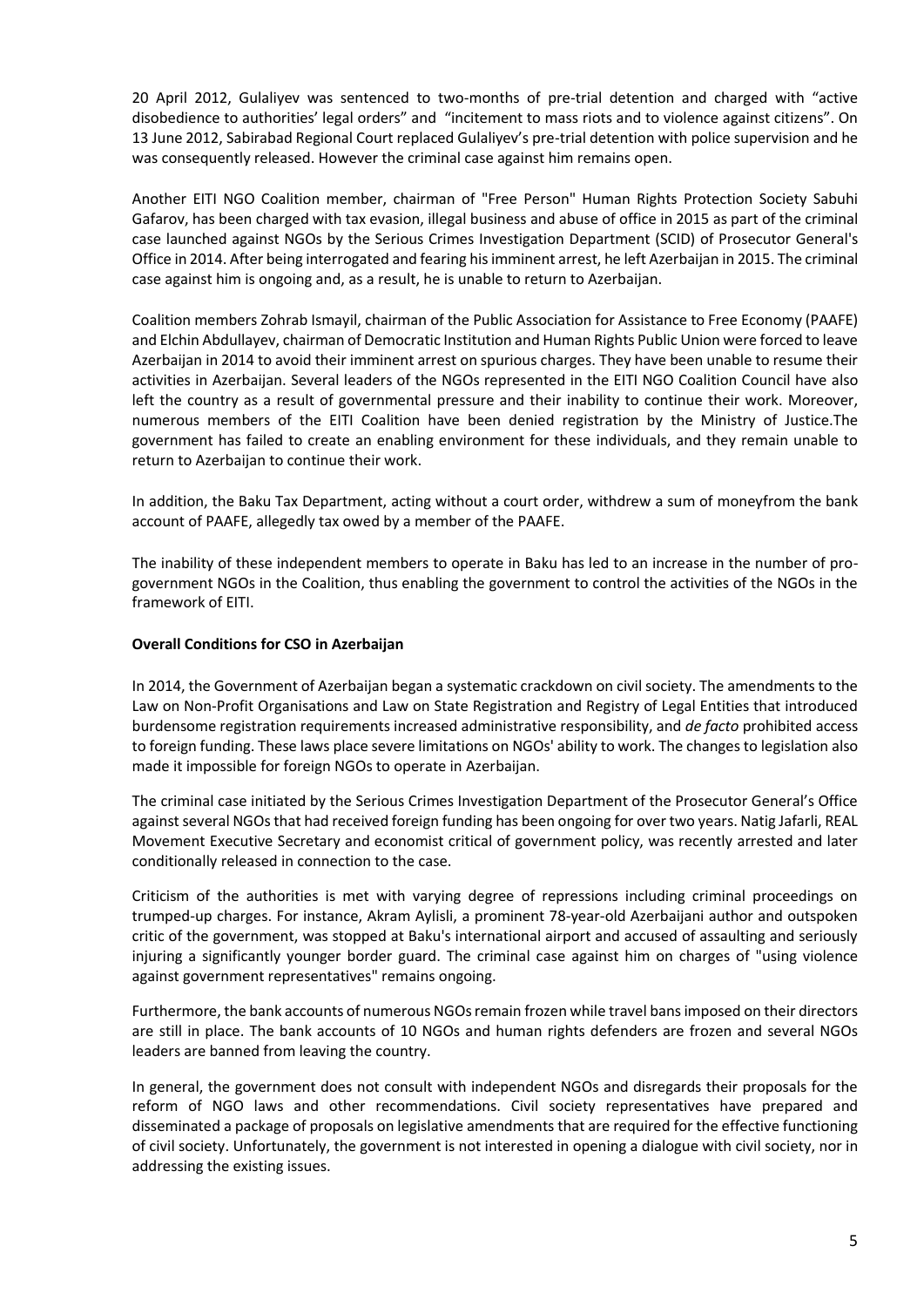20 April 2012, Gulaliyev was sentenced to two-months of pre-trial detention and charged with "active disobedience to authorities' legal orders" and "incitement to mass riots and to violence against citizens". On 13 June 2012, Sabirabad Regional Court replaced Gulaliyev's pre-trial detention with police supervision and he was consequently released. However the criminal case against him remains open.

Another EITI NGO Coalition member, chairman of "Free Person" Human Rights Protection Society Sabuhi Gafarov, has been charged with tax evasion, illegal business and abuse of office in 2015 as part of the criminal case launched against NGOs by the Serious Crimes Investigation Department (SCID) of Prosecutor General's Office in 2014. After being interrogated and fearing his imminent arrest, he left Azerbaijan in 2015. The criminal case against him is ongoing and, as a result, he is unable to return to Azerbaijan.

Coalition members Zohrab Ismayil, chairman of the Public Association for Assistance to Free Economy (PAAFE) and Elchin Abdullayev, chairman of Democratic Institution and Human Rights Public Union were forced to leave Azerbaijan in 2014 to avoid their imminent arrest on spurious charges. They have been unable to resume their activities in Azerbaijan. Several leaders of the NGOs represented in the EITI NGO Coalition Council have also left the country as a result of governmental pressure and their inability to continue their work. Moreover, numerous members of the EITI Coalition have been denied registration by the Ministry of Justice.The government has failed to create an enabling environment for these individuals, and they remain unable to return to Azerbaijan to continue their work.

In addition, the Baku Tax Department, acting without a court order, withdrew a sum of moneyfrom the bank account of PAAFE, allegedly tax owed by a member of the PAAFE.

The inability of these independent members to operate in Baku has led to an increase in the number of pro-government NGOs in the Coalition, thus enabling the government to control the activities of the NGOs in the framework of EITI.

**Overall Conditions for CSO in Azerbaijan**

In 2014, the Government of Azerbaijan began a systematic crackdown on civil society. The amendments to the Law on Non-Profit Organisations and Law on State Registration and Registry of Legal Entities that introduced burdensome registration requirements increased administrative responsibility, and *de facto* prohibited access to foreign funding. These laws place severe limitations on NGOs' ability to work. The changes to legislation also made it impossible for foreign NGOs to operate in Azerbaijan.

The criminal case initiated by the Serious Crimes Investigation Department of the Prosecutor General's Office against several NGOs that had received foreign funding has been ongoing for over two years. Natig Jafarli, REAL Movement Executive Secretary and economist critical of government policy, was recently arrested and later conditionally released in connection to the case.

Criticism of the authorities is met with varying degree of repressions including criminal proceedings on trumped-up charges. For instance, Akram Aylisli, a prominent 78-year-old Azerbaijani author and outspoken critic of the government, was stopped at Baku's international airport and accused of assaulting and seriously injuring a significantly younger border guard. The criminal case against him on charges of "using violence against government representatives" remains ongoing.

Furthermore, the bank accounts of numerous NGOs remain frozen while travel bans imposed on their directors are still in place. The bank accounts of 10 NGOs and human rights defenders are frozen and several NGOs leaders are banned from leaving the country.

In general, the government does not consult with independent NGOs and disregards their proposals for the reform of NGO laws and other recommendations. Civil society representatives have prepared and disseminated a package of proposals on legislative amendments that are required for the effective functioning of civil society. Unfortunately, the government is not interested in opening a dialogue with civil society, nor in addressing the existing issues.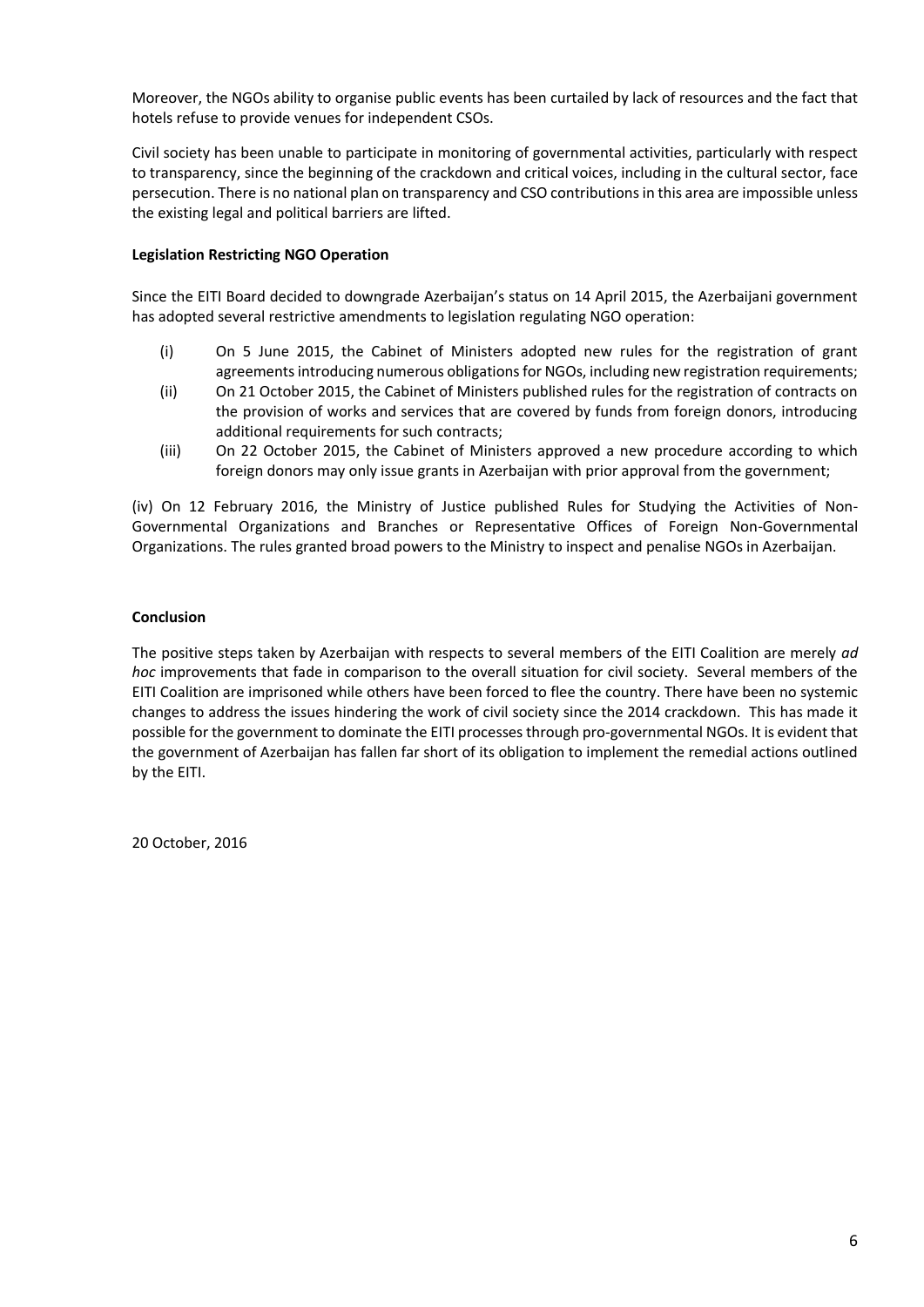Moreover, the NGOs ability to organise public events has been curtailed by lack of resources and the fact that hotels refuse to provide venues for independent CSOs.

Civil society has been unable to participate in monitoring of governmental activities, particularly with respect to transparency, since the beginning of the crackdown and critical voices, including in the cultural sector, face persecution. There is no national plan on transparency and CSO contributions in this area are impossible unless the existing legal and political barriers are lifted.

**Legislation Restricting NGO Operation**

Since the EITI Board decided to downgrade Azerbaijan's status on 14 April 2015, the Azerbaijani government has adopted several restrictive amendments to legislation regulating NGO operation:

(i) On 5 June 2015, the Cabinet of Ministers adopted new rules for the registration of grant agreements introducing numerous obligations for NGOs, including new registration requirements;

(ii) On 21 October 2015, the Cabinet of Ministers published rules for the registration of contracts on the provision of works and services that are covered by funds from foreign donors, introducing additional requirements for such contracts;

(iii) On 22 October 2015, the Cabinet of Ministers approved a new procedure according to which foreign donors may only issue grants in Azerbaijan with prior approval from the government;

(iv) On 12 February 2016, the Ministry of Justice published Rules for Studying the Activities of Non-Governmental Organizations and Branches or Representative Offices of Foreign Non-Governmental Organizations. The rules granted broad powers to the Ministry to inspect and penalise NGOs in Azerbaijan.

**Conclusion**

The positive steps taken by Azerbaijan with respects to several members of the EITI Coalition are merely *ad hoc* improvements that fade in comparison to the overall situation for civil society. Several members of the EITI Coalition are imprisoned while others have been forced to flee the country. There have been no systemic changes to address the issues hindering the work of civil society since the 2014 crackdown. This has made it possible for the government to dominate the EITI processes through pro-governmental NGOs. It is evident that the government of Azerbaijan has fallen far short of its obligation to implement the remedial actions outlined by the EITI.

20 October, 2016